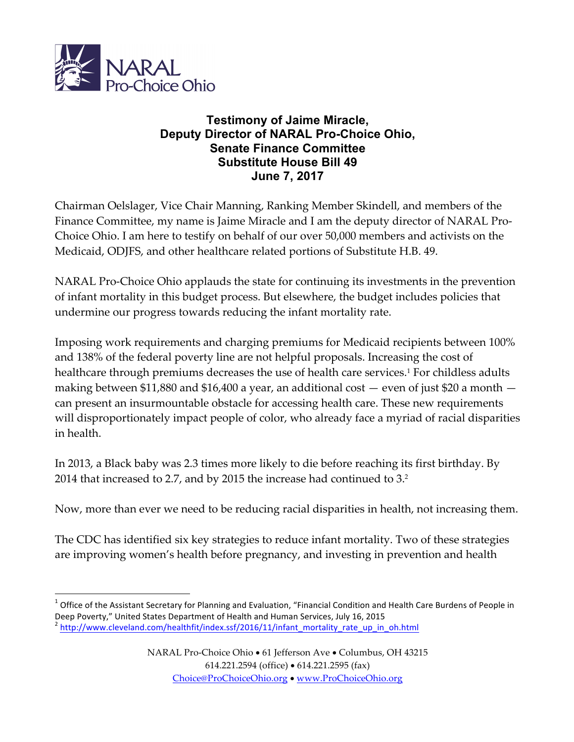NARAL Pro-Choice Ohio

**Testimony of Jaime Miracle,**
**Deputy Director of NARAL Pro-Choice Ohio,**
**Senate Finance Committee**
**Substitute House Bill 49**
**June 7, 2017**

Chairman Oelslager, Vice Chair Manning, Ranking Member Skindell, and members of the Finance Committee, my name is Jaime Miracle and I am the deputy director of NARAL Pro-Choice Ohio. I am here to testify on behalf of our over 50,000 members and activists on the Medicaid, ODJFS, and other healthcare related portions of Substitute H.B. 49.

NARAL Pro-Choice Ohio applauds the state for continuing its investments in the prevention of infant mortality in this budget process. But elsewhere, the budget includes policies that undermine our progress towards reducing the infant mortality rate.

Imposing work requirements and charging premiums for Medicaid recipients between 100% and 138% of the federal poverty line are not helpful proposals. Increasing the cost of healthcare through premiums decreases the use of health care services.[1] For childless adults making between $11,880 and $16,400 a year, an additional cost — even of just $20 a month — can present an insurmountable obstacle for accessing health care. These new requirements will disproportionately impact people of color, who already face a myriad of racial disparities in health.

In 2013, a Black baby was 2.3 times more likely to die before reaching its first birthday. By 2014 that increased to 2.7, and by 2015 the increase had continued to 3.[2]

Now, more than ever we need to be reducing racial disparities in health, not increasing them.

The CDC has identified six key strategies to reduce infant mortality. Two of these strategies are improving women's health before pregnancy, and investing in prevention and health

---

[1] Office of the Assistant Secretary for Planning and Evaluation, "Financial Condition and Health Care Burdens of People in Deep Poverty," United States Department of Health and Human Services, July 16, 2015

[2] http://www.cleveland.com/healthfit/index.ssf/2016/11/infant_mortality_rate_up_in_oh.html

NARAL Pro-Choice Ohio • 61 Jefferson Ave • Columbus, OH 43215
614.221.2594 (office) • 614.221.2595 (fax)
Choice@ProChoiceOhio.org • www.ProChoiceOhio.org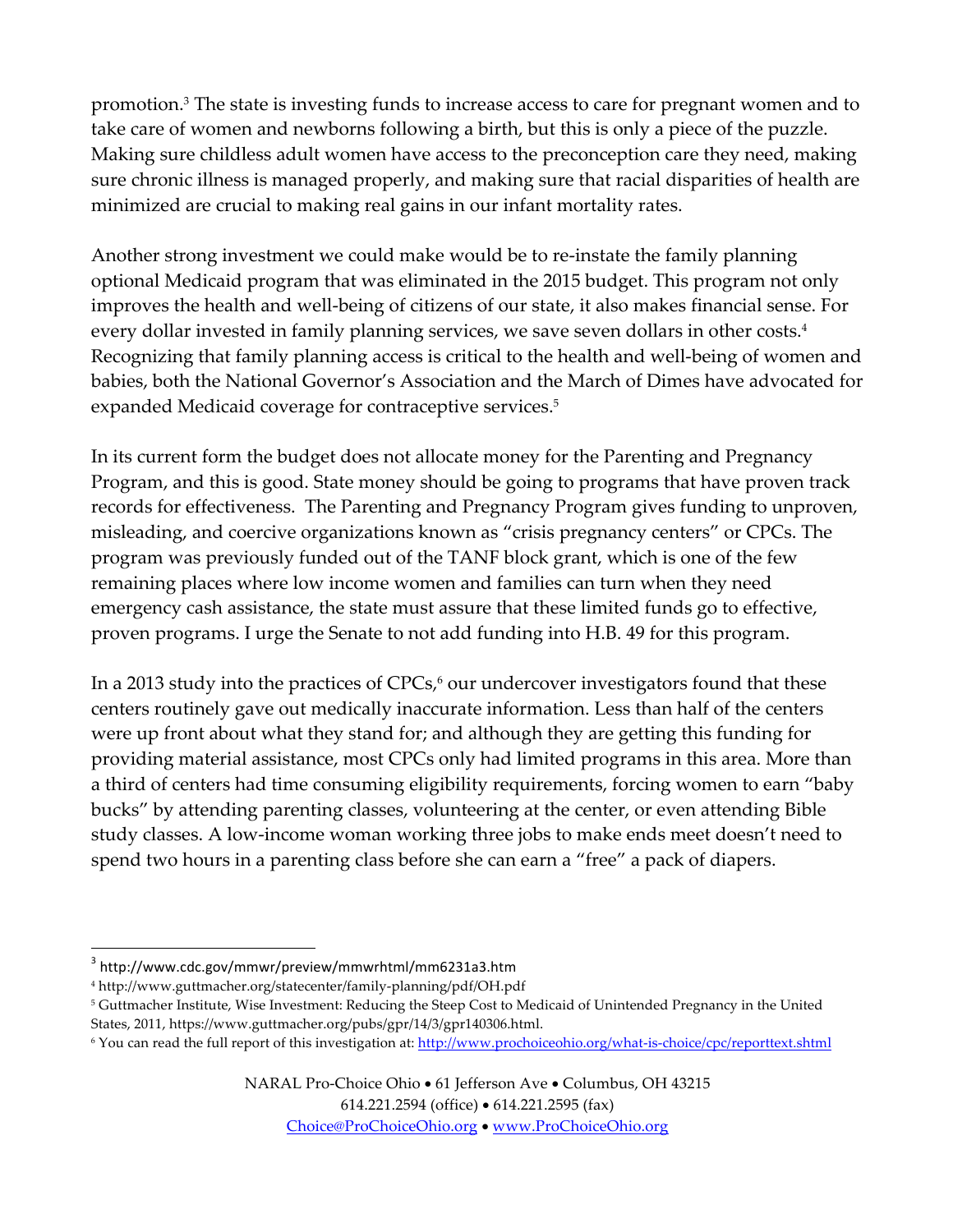promotion.[3] The state is investing funds to increase access to care for pregnant women and to take care of women and newborns following a birth, but this is only a piece of the puzzle. Making sure childless adult women have access to the preconception care they need, making sure chronic illness is managed properly, and making sure that racial disparities of health are minimized are crucial to making real gains in our infant mortality rates.

Another strong investment we could make would be to re-instate the family planning optional Medicaid program that was eliminated in the 2015 budget. This program not only improves the health and well-being of citizens of our state, it also makes financial sense. For every dollar invested in family planning services, we save seven dollars in other costs.[4] Recognizing that family planning access is critical to the health and well-being of women and babies, both the National Governor's Association and the March of Dimes have advocated for expanded Medicaid coverage for contraceptive services.[5]

In its current form the budget does not allocate money for the Parenting and Pregnancy Program, and this is good. State money should be going to programs that have proven track records for effectiveness. The Parenting and Pregnancy Program gives funding to unproven, misleading, and coercive organizations known as "crisis pregnancy centers" or CPCs. The program was previously funded out of the TANF block grant, which is one of the few remaining places where low income women and families can turn when they need emergency cash assistance, the state must assure that these limited funds go to effective, proven programs. I urge the Senate to not add funding into H.B. 49 for this program.

In a 2013 study into the practices of CPCs,[6] our undercover investigators found that these centers routinely gave out medically inaccurate information. Less than half of the centers were up front about what they stand for; and although they are getting this funding for providing material assistance, most CPCs only had limited programs in this area. More than a third of centers had time consuming eligibility requirements, forcing women to earn "baby bucks" by attending parenting classes, volunteering at the center, or even attending Bible study classes. A low-income woman working three jobs to make ends meet doesn't need to spend two hours in a parenting class before she can earn a "free" a pack of diapers.

---

[3] http://www.cdc.gov/mmwr/preview/mmwrhtml/mm6231a3.htm

[4] http://www.guttmacher.org/statecenter/family-planning/pdf/OH.pdf

[5] Guttmacher Institute, Wise Investment: Reducing the Steep Cost to Medicaid of Unintended Pregnancy in the United States, 2011, https://www.guttmacher.org/pubs/gpr/14/3/gpr140306.html.

[6] You can read the full report of this investigation at: http://www.prochoiceohio.org/what-is-choice/cpc/reporttext.shtml

NARAL Pro-Choice Ohio • 61 Jefferson Ave • Columbus, OH 43215
614.221.2594 (office) • 614.221.2595 (fax)
Choice@ProChoiceOhio.org • www.ProChoiceOhio.org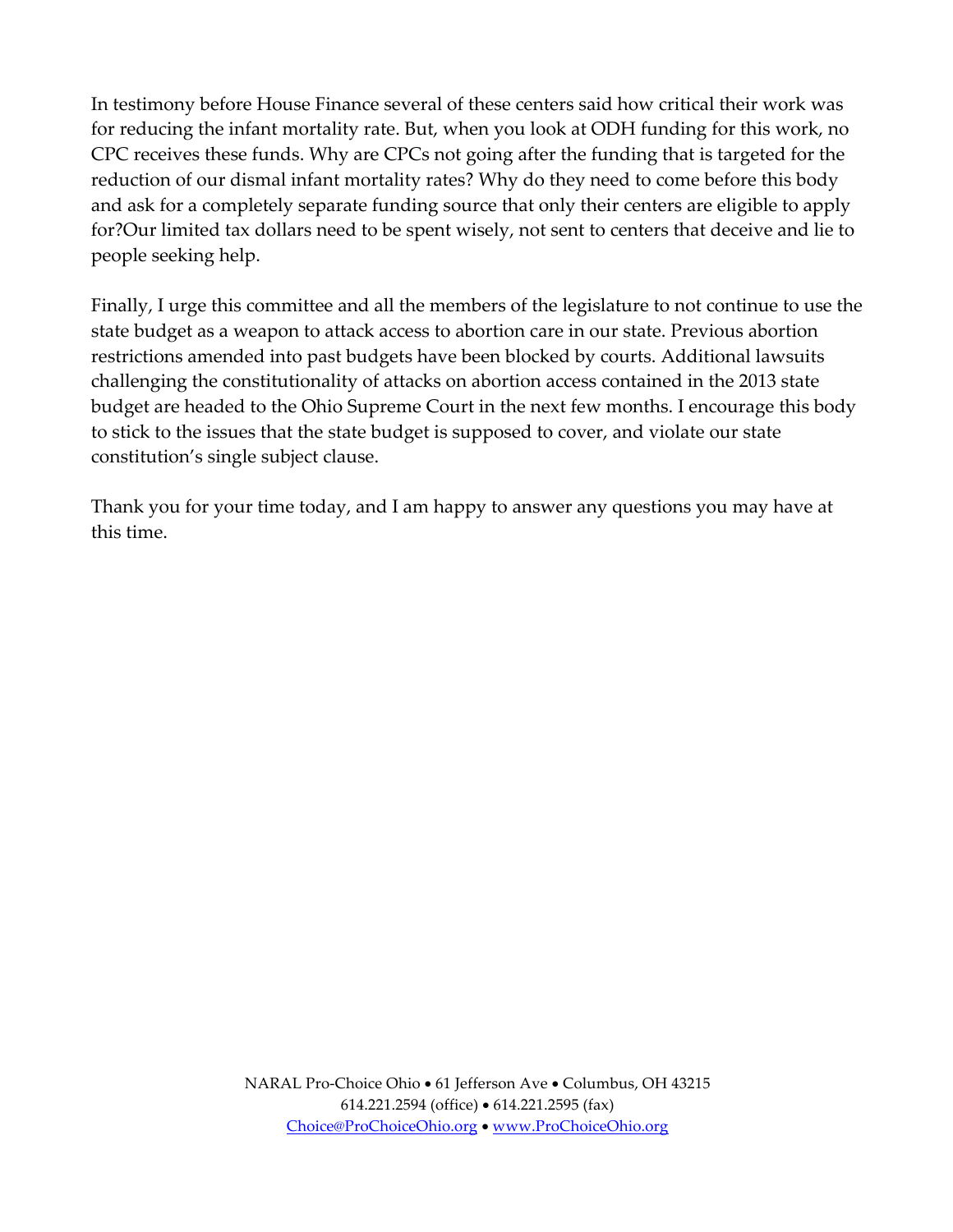In testimony before House Finance several of these centers said how critical their work was for reducing the infant mortality rate. But, when you look at ODH funding for this work, no CPC receives these funds. Why are CPCs not going after the funding that is targeted for the reduction of our dismal infant mortality rates? Why do they need to come before this body and ask for a completely separate funding source that only their centers are eligible to apply for?Our limited tax dollars need to be spent wisely, not sent to centers that deceive and lie to people seeking help.

Finally, I urge this committee and all the members of the legislature to not continue to use the state budget as a weapon to attack access to abortion care in our state. Previous abortion restrictions amended into past budgets have been blocked by courts. Additional lawsuits challenging the constitutionality of attacks on abortion access contained in the 2013 state budget are headed to the Ohio Supreme Court in the next few months. I encourage this body to stick to the issues that the state budget is supposed to cover, and violate our state constitution's single subject clause.

Thank you for your time today, and I am happy to answer any questions you may have at this time.

NARAL Pro-Choice Ohio • 61 Jefferson Ave • Columbus, OH 43215
614.221.2594 (office) • 614.221.2595 (fax)
Choice@ProChoiceOhio.org • www.ProChoiceOhio.org